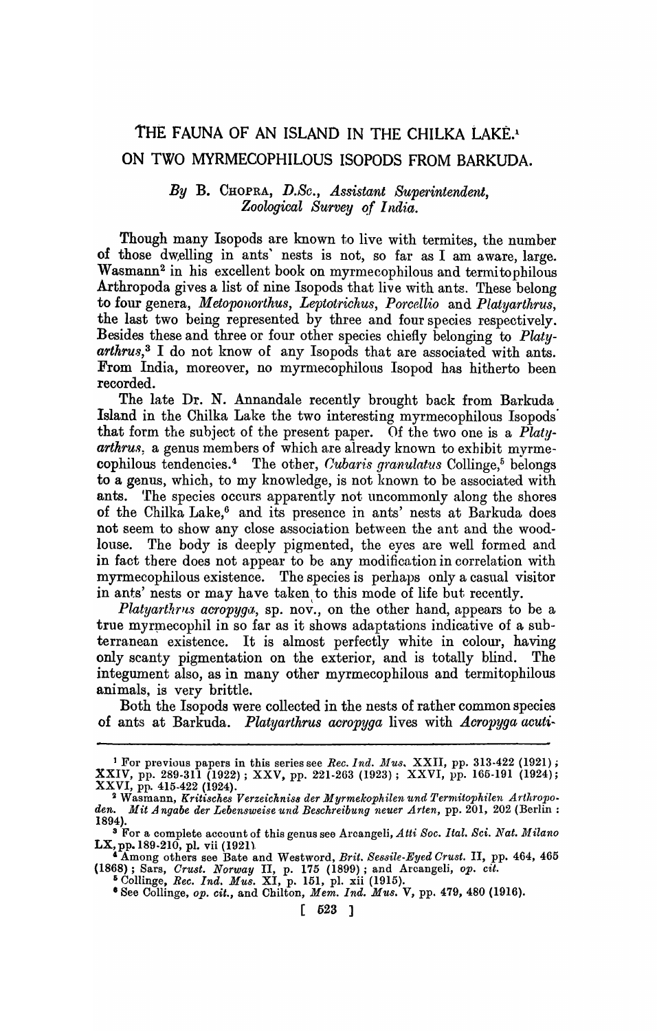# THE FAUNA OF AN ISLAND IN THE CHILKA LAKE.[1]

## ON TWO MYRMECOPHILOUS ISOPODS FROM BARKUDA.

*By* B. CHOPRA, *D.Sc., Assistant Superintendent, Zoological Survey of India.*

Though many Isopods are known to live with termites, the number of those dwelling in ants' nests is not, so far as I am aware, large. Wasmann[2] in his excellent book on myrmecophilous and termitophilous Arthropoda gives a list of nine Isopods that live with ants. These belong to four genera, *Metoponorthus, Leptotrichus, Porcellio* and *Platyarthrus*, the last two being represented by three and four species respectively. Besides these and three or four other species chiefly belonging to *Platyarthrus*,[3] I do not know of any Isopods that are associated with ants. From India, moreover, no myrmecophilous Isopod has hitherto been recorded.

The late Dr. N. Annandale recently brought back from Barkuda Island in the Chilka Lake the two interesting myrmecophilous Isopods that form the subject of the present paper. Of the two one is a *Platyarthrus*, a genus members of which are already known to exhibit myrmecophilous tendencies.[4] The other, *Cubaris granulatus* Collinge,[5] belongs to a genus, which, to my knowledge, is not known to be associated with ants. The species occurs apparently not uncommonly along the shores of the Chilka Lake,[6] and its presence in ants' nests at Barkuda does not seem to show any close association between the ant and the woodlouse. The body is deeply pigmented, the eyes are well formed and in fact there does not appear to be any modification in correlation with myrmecophilous existence. The species is perhaps only a casual visitor in ants' nests or may have taken to this mode of life but recently.

*Platyarthrus acropyga*, sp. nov., on the other hand, appears to be a true myrmecophil in so far as it shows adaptations indicative of a subterranean existence. It is almost perfectly white in colour, having only scanty pigmentation on the exterior, and is totally blind. The integument also, as in many other myrmecophilous and termitophilous animals, is very brittle.

Both the Isopods were collected in the nests of rather common species of ants at Barkuda. *Platyarthrus acropyga* lives with *Acropyga acuti-*

---

[1] For previous papers in this series see *Rec. Ind. Mus.* XXII, pp. 313-422 (1921); XXIV, pp. 289-311 (1922); XXV, pp. 221-263 (1923); XXVI, pp. 165-191 (1924); XXVI, pp. 415-422 (1924).

[2] Wasmann, *Kritisches Verzeichniss der Myrmekophilen und Termitophilen Arthropoden. Mit Angabe der Lebensweise und Beschreibung neuer Arten*, pp. 201, 202 (Berlin: 1894).

[3] For a complete account of this genus see Arcangeli, *Atti Soc. Ital. Sci. Nat. Milano* LX, pp. 189-210, pl. vii (1921).

[4] Among others see Bate and Westword, *Brit. Sessile-Eyed Crust.* II, pp. 464, 465 (1868); Sars, *Crust. Norway* II, p. 175 (1899); and Arcangeli, *op. cit.*

[5] Collinge, *Rec. Ind. Mus.* XI, p. 151, pl. xii (1915).

[6] See Collinge, *op. cit.*, and Chilton, *Mem. Ind. Mus.* V, pp. 479, 480 (1916).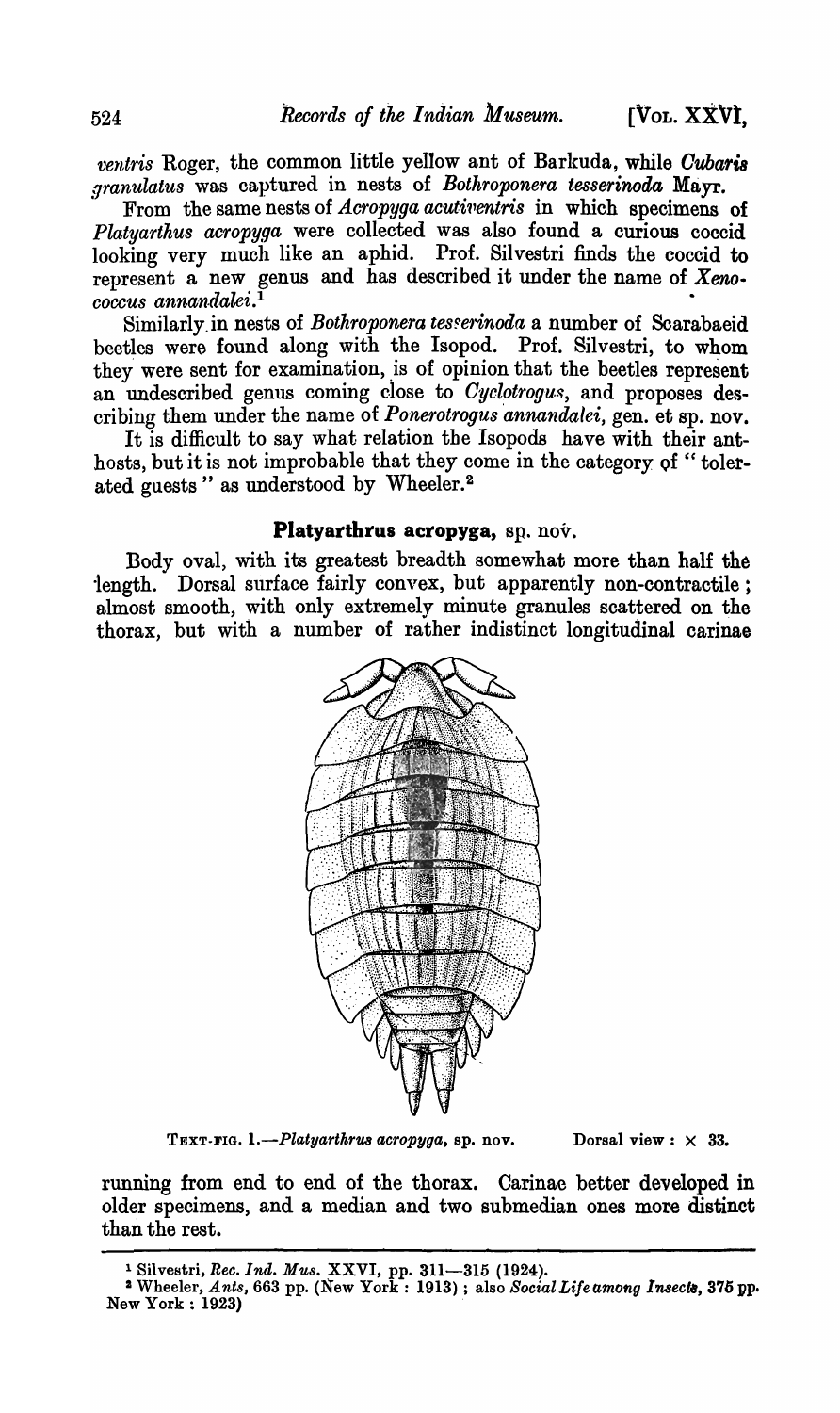*ventris* Roger, the common little yellow ant of Barkuda, while *Cubaris granulatus* was captured in nests of *Bothroponera tesserinoda* Mayr.

From the same nests of *Acropyga acutiventris* in which specimens of *Platyarthus acropyga* were collected was also found a curious coccid looking very much like an aphid. Prof. Silvestri finds the coccid to represent a new genus and has described it under the name of *Xenococcus annandalei*.[1]

Similarly in nests of *Bothroponera tesserinoda* a number of Scarabaeid beetles were found along with the Isopod. Prof. Silvestri, to whom they were sent for examination, is of opinion that the beetles represent an undescribed genus coming close to *Cyclotrogus*, and proposes describing them under the name of *Ponerotrogus annandalei*, gen. et sp. nov.

It is difficult to say what relation the Isopods have with their ant-hosts, but it is not improbable that they come in the category of "tolerated guests" as understood by Wheeler.[2]

### Platyarthrus acropyga, sp. nov.

Body oval, with its greatest breadth somewhat more than half the length. Dorsal surface fairly convex, but apparently non-contractile; almost smooth, with only extremely minute granules scattered on the thorax, but with a number of rather indistinct longitudinal carinae running from end to end of the thorax. Carinae better developed in older specimens, and a median and two submedian ones more distinct than the rest.

TEXT-FIG. 1.—*Platyarthrus acropyga*, sp. nov. Dorsal view : × 33.

---

[1] Silvestri, *Rec. Ind. Mus.* XXVI, pp. 311—315 (1924).

[2] Wheeler, *Ants*, 663 pp. (New York : 1913); also *Social Life among Insects*, 375 pp. New York : 1923)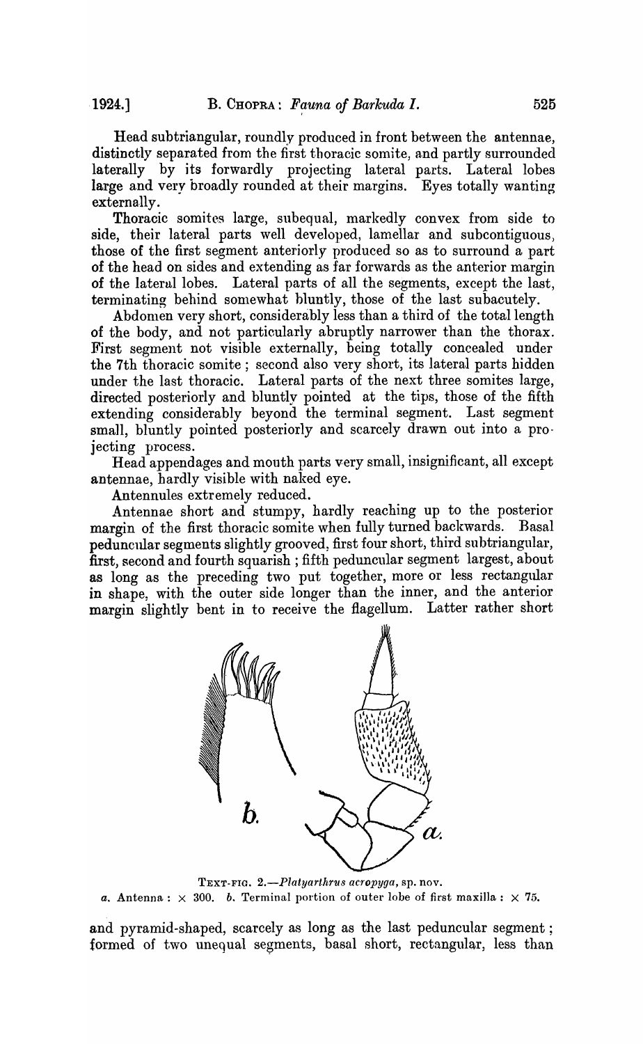Head subtriangular, roundly produced in front between the antennae, distinctly separated from the first thoracic somite, and partly surrounded laterally by its forwardly projecting lateral parts. Lateral lobes large and very broadly rounded at their margins. Eyes totally wanting externally.

Thoracic somites large, subequal, markedly convex from side to side, their lateral parts well developed, lamellar and subcontiguous, those of the first segment anteriorly produced so as to surround a part of the head on sides and extending as far forwards as the anterior margin of the lateral lobes. Lateral parts of all the segments, except the last, terminating behind somewhat bluntly, those of the last subacutely.

Abdomen very short, considerably less than a third of the total length of the body, and not particularly abruptly narrower than the thorax. First segment not visible externally, being totally concealed under the 7th thoracic somite; second also very short, its lateral parts hidden under the last thoracic. Lateral parts of the next three somites large, directed posteriorly and bluntly pointed at the tips, those of the fifth extending considerably beyond the terminal segment. Last segment small, bluntly pointed posteriorly and scarcely drawn out into a projecting process.

Head appendages and mouth parts very small, insignificant, all except antennae, hardly visible with naked eye.

Antennules extremely reduced.

Antennae short and stumpy, hardly reaching up to the posterior margin of the first thoracic somite when fully turned backwards. Basal peduncular segments slightly grooved, first four short, third subtriangular, first, second and fourth squarish; fifth peduncular segment largest, about as long as the preceding two put together, more or less rectangular in shape, with the outer side longer than the inner, and the anterior margin slightly bent in to receive the flagellum. Latter rather short

TEXT-FIG. 2.—*Platyarthrus acropyga*, sp. nov.
*a.* Antenna: × 300. *b.* Terminal portion of outer lobe of first maxilla: × 75.

and pyramid-shaped, scarcely as long as the last peduncular segment; formed of two unequal segments, basal short, rectangular, less than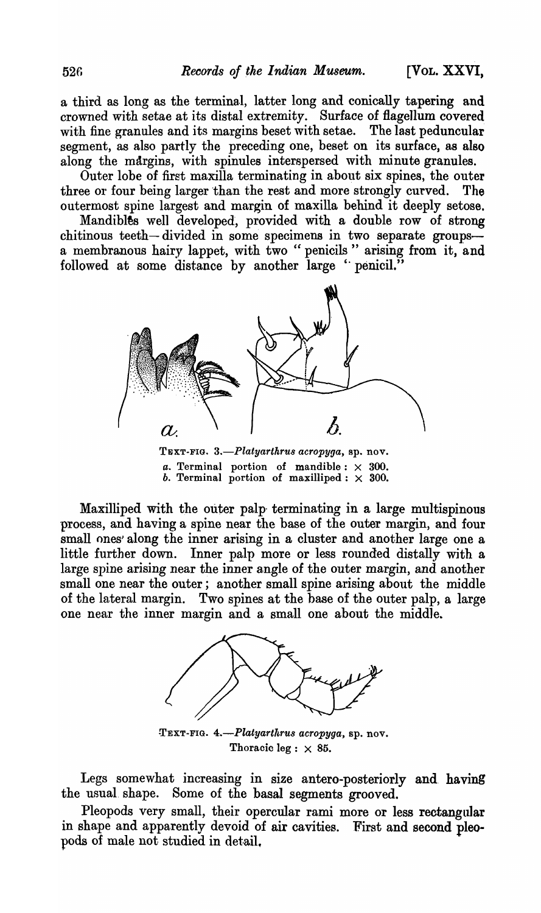a third as long as the terminal, latter long and conically tapering and crowned with setae at its distal extremity. Surface of flagellum covered with fine granules and its margins beset with setae. The last peduncular segment, as also partly the preceding one, beset on its surface, as also along the margins, with spinules interspersed with minute granules.

Outer lobe of first maxilla terminating in about six spines, the outer three or four being larger than the rest and more strongly curved. The outermost spine largest and margin of maxilla behind it deeply setose.

Mandibles well developed, provided with a double row of strong chitinous teeth—divided in some specimens in two separate groups—a membranous hairy lappet, with two "penicils" arising from it, and followed at some distance by another large "penicil."

TEXT-FIG. 3.—*Platyarthrus acropyga*, sp. nov.
*a*. Terminal portion of mandible : × 300.
*b*. Terminal portion of maxilliped : × 300.

Maxilliped with the outer palp terminating in a large multispinous process, and having a spine near the base of the outer margin, and four small ones along the inner arising in a cluster and another large one a little further down. Inner palp more or less rounded distally with a large spine arising near the inner angle of the outer margin, and another small one near the outer; another small spine arising about the middle of the lateral margin. Two spines at the base of the outer palp, a large one near the inner margin and a small one about the middle.

TEXT-FIG. 4.—*Platyarthrus acropyga*, sp. nov.
Thoracic leg : × 85.

Legs somewhat increasing in size antero-posteriorly and having the usual shape. Some of the basal segments grooved.

Pleopods very small, their opercular rami more or less rectangular in shape and apparently devoid of air cavities. First and second pleopods of male not studied in detail.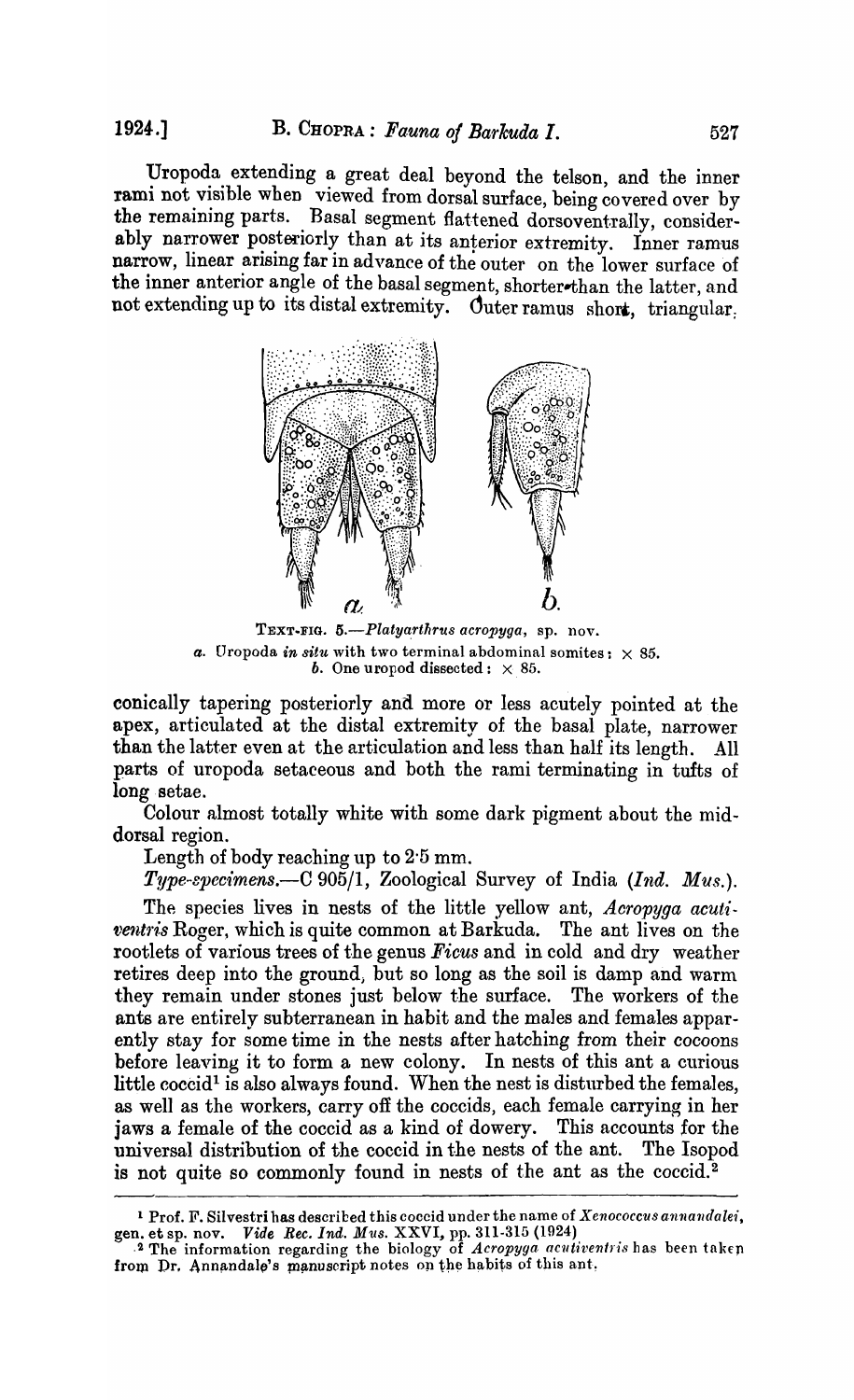Uropoda extending a great deal beyond the telson, and the inner rami not visible when viewed from dorsal surface, being covered over by the remaining parts. Basal segment flattened dorsoventrally, considerably narrower posteriorly than at its anterior extremity. Inner ramus narrow, linear arising far in advance of the outer on the lower surface of the inner anterior angle of the basal segment, shorter than the latter, and not extending up to its distal extremity. Outer ramus short, triangular, conically tapering posteriorly and more or less acutely pointed at the apex, articulated at the distal extremity of the basal plate, narrower than the latter even at the articulation and less than half its length. All parts of uropoda setaceous and both the rami terminating in tufts of long setae.

TEXT-FIG. 5.—*Platyarthrus acropyga*, sp. nov.
*a.* Uropoda *in situ* with two terminal abdominal somites: × 85.
*b.* One uropod dissected: × 85.

Colour almost totally white with some dark pigment about the mid-dorsal region.

Length of body reaching up to 2·5 mm.

*Type-specimens.*—C 905/1, Zoological Survey of India (*Ind. Mus.*).

The species lives in nests of the little yellow ant, *Acropyga acutiventris* Roger, which is quite common at Barkuda. The ant lives on the rootlets of various trees of the genus *Ficus* and in cold and dry weather retires deep into the ground, but so long as the soil is damp and warm they remain under stones just below the surface. The workers of the ants are entirely subterranean in habit and the males and females apparently stay for some time in the nests after hatching from their cocoons before leaving it to form a new colony. In nests of this ant a curious little coccid[1] is also always found. When the nest is disturbed the females, as well as the workers, carry off the coccids, each female carrying in her jaws a female of the coccid as a kind of dowery. This accounts for the universal distribution of the coccid in the nests of the ant. The Isopod is not quite so commonly found in nests of the ant as the coccid.[2]

---

[1] Prof. F. Silvestri has described this coccid under the name of *Xenococcus annandalei*, gen. et sp. nov. *Vide Rec. Ind. Mus.* XXVI, pp. 311-315 (1924)

[2] The information regarding the biology of *Acropyga acutiventris* has been taken from Dr. Annandale's manuscript notes on the habits of this ant.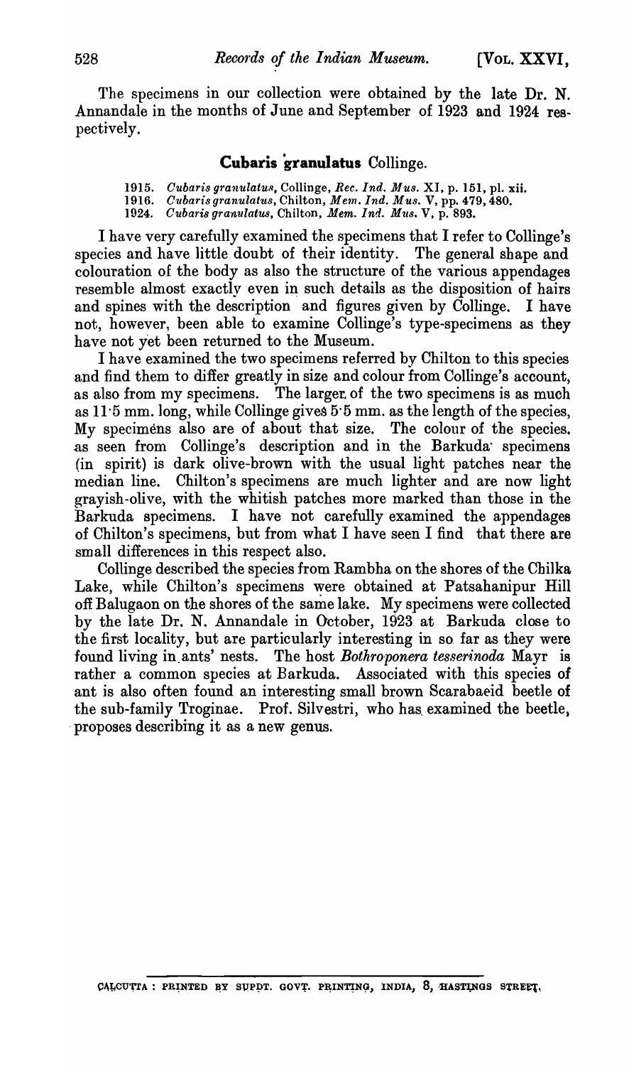The specimens in our collection were obtained by the late Dr. N. Annandale in the months of June and September of 1923 and 1924 respectively.

## Cubaris granulatus Collinge.

1915. *Cubaris granulatus*, Collinge, *Rec. Ind. Mus.* XI, p. 151, pl. xii.
1916. *Cubaris granulatus*, Chilton, *Mem. Ind. Mus.* V, pp. 479, 480.
1924. *Cubaris granulatus*, Chilton, *Mem. Ind. Mus.* V, p. 893.

I have very carefully examined the specimens that I refer to Collinge's species and have little doubt of their identity. The general shape and colouration of the body as also the structure of the various appendages resemble almost exactly even in such details as the disposition of hairs and spines with the description and figures given by Collinge. I have not, however, been able to examine Collinge's type-specimens as they have not yet been returned to the Museum.

I have examined the two specimens referred by Chilton to this species and find them to differ greatly in size and colour from Collinge's account, as also from my specimens. The larger of the two specimens is as much as 11·5 mm. long, while Collinge gives 5·5 mm. as the length of the species, My specimens also are of about that size. The colour of the species. as seen from Collinge's description and in the Barkuda specimens (in spirit) is dark olive-brown with the usual light patches near the median line. Chilton's specimens are much lighter and are now light grayish-olive, with the whitish patches more marked than those in the Barkuda specimens. I have not carefully examined the appendages of Chilton's specimens, but from what I have seen I find that there are small differences in this respect also.

Collinge described the species from Rambha on the shores of the Chilka Lake, while Chilton's specimens were obtained at Patsahanipur Hill off Balugaon on the shores of the same lake. My specimens were collected by the late Dr. N. Annandale in October, 1923 at Barkuda close to the first locality, but are particularly interesting in so far as they were found living in ants' nests. The host *Bothroponera tesserinoda* Mayr is rather a common species at Barkuda. Associated with this species of ant is also often found an interesting small brown Scarabaeid beetle of the sub-family Troginae. Prof. Silvestri, who has examined the beetle, proposes describing it as a new genus.

CALCUTTA : PRINTED BY SUPDT. GOVT. PRINTING, INDIA, 8, HASTINGS STREET.